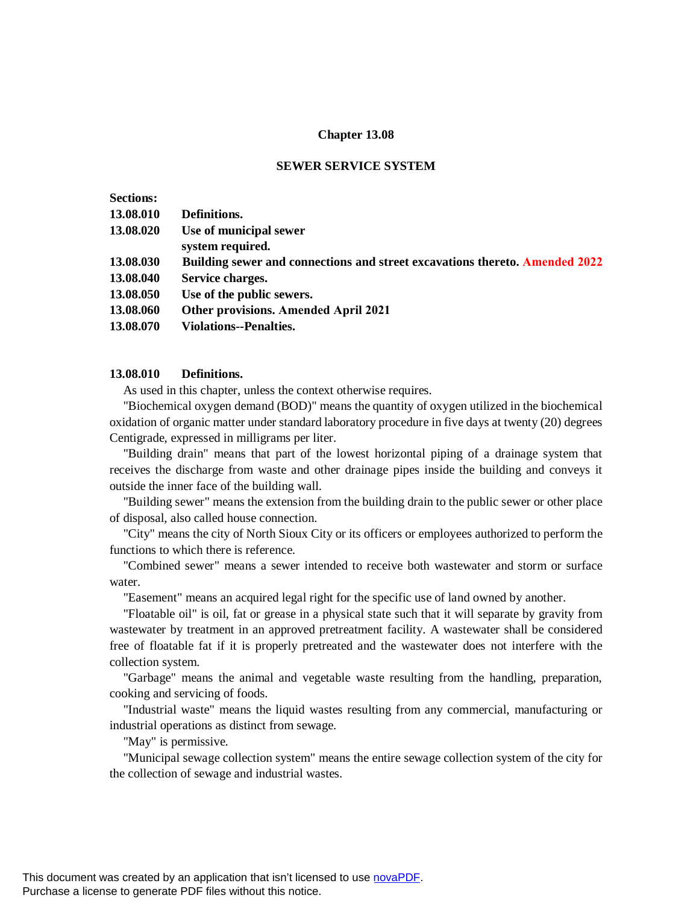# Chapter 13.08

## SEWER SERVICE SYSTEM

**Sections:**

**13.08.010 Definitions.**
**13.08.020 Use of municipal sewer system required.**
**13.08.030 Building sewer and connections and street excavations thereto. Amended 2022**
**13.08.040 Service charges.**
**13.08.050 Use of the public sewers.**
**13.08.060 Other provisions. Amended April 2021**
**13.08.070 Violations--Penalties.**

### 13.08.010 Definitions.

As used in this chapter, unless the context otherwise requires.

"Biochemical oxygen demand (BOD)" means the quantity of oxygen utilized in the biochemical oxidation of organic matter under standard laboratory procedure in five days at twenty (20) degrees Centigrade, expressed in milligrams per liter.

"Building drain" means that part of the lowest horizontal piping of a drainage system that receives the discharge from waste and other drainage pipes inside the building and conveys it outside the inner face of the building wall.

"Building sewer" means the extension from the building drain to the public sewer or other place of disposal, also called house connection.

"City" means the city of North Sioux City or its officers or employees authorized to perform the functions to which there is reference.

"Combined sewer" means a sewer intended to receive both wastewater and storm or surface water.

"Easement" means an acquired legal right for the specific use of land owned by another.

"Floatable oil" is oil, fat or grease in a physical state such that it will separate by gravity from wastewater by treatment in an approved pretreatment facility. A wastewater shall be considered free of floatable fat if it is properly pretreated and the wastewater does not interfere with the collection system.

"Garbage" means the animal and vegetable waste resulting from the handling, preparation, cooking and servicing of foods.

"Industrial waste" means the liquid wastes resulting from any commercial, manufacturing or industrial operations as distinct from sewage.

"May" is permissive.

"Municipal sewage collection system" means the entire sewage collection system of the city for the collection of sewage and industrial wastes.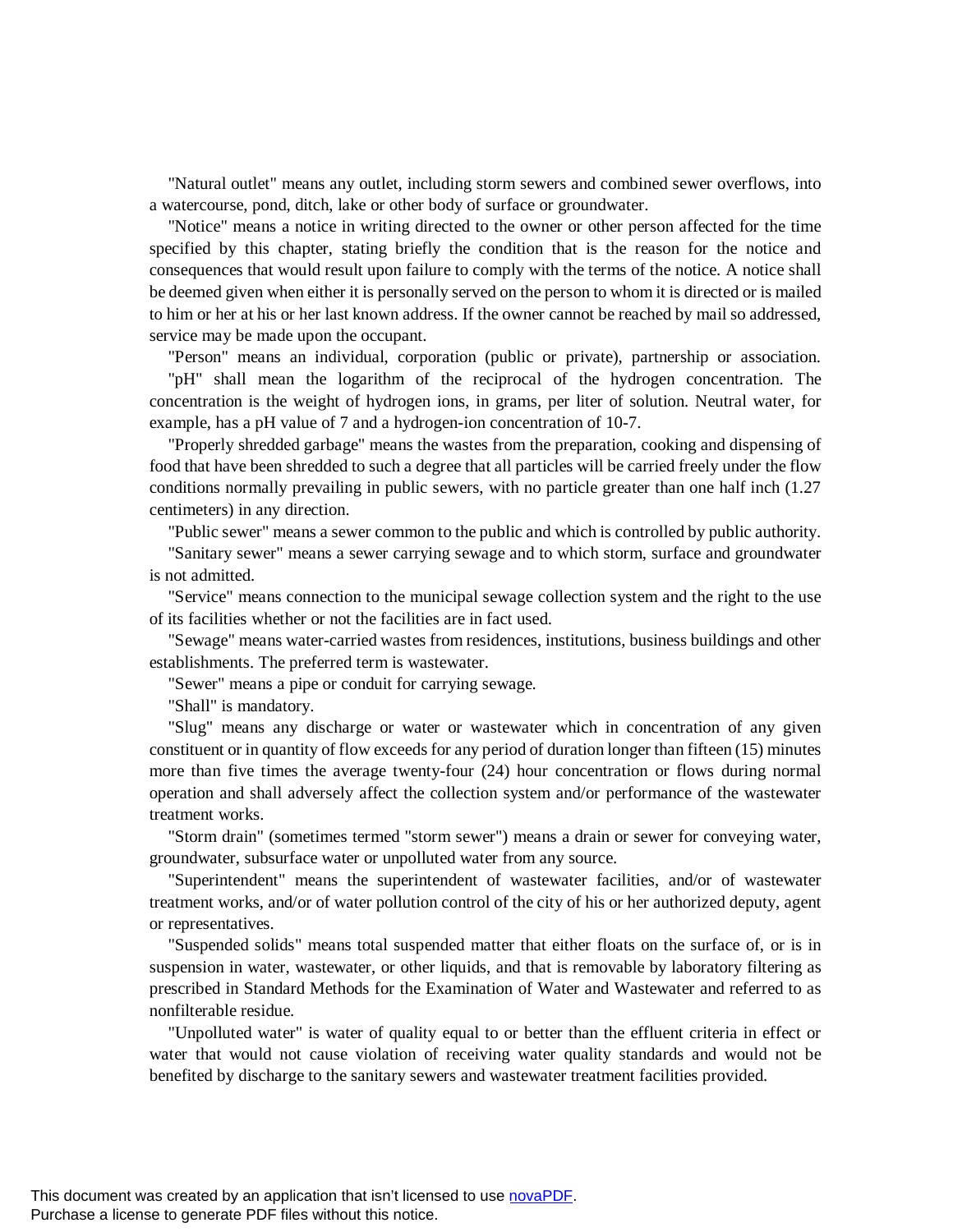"Natural outlet" means any outlet, including storm sewers and combined sewer overflows, into a watercourse, pond, ditch, lake or other body of surface or groundwater.

"Notice" means a notice in writing directed to the owner or other person affected for the time specified by this chapter, stating briefly the condition that is the reason for the notice and consequences that would result upon failure to comply with the terms of the notice. A notice shall be deemed given when either it is personally served on the person to whom it is directed or is mailed to him or her at his or her last known address. If the owner cannot be reached by mail so addressed, service may be made upon the occupant.

"Person" means an individual, corporation (public or private), partnership or association.

"pH" shall mean the logarithm of the reciprocal of the hydrogen concentration. The concentration is the weight of hydrogen ions, in grams, per liter of solution. Neutral water, for example, has a pH value of 7 and a hydrogen-ion concentration of 10-7.

"Properly shredded garbage" means the wastes from the preparation, cooking and dispensing of food that have been shredded to such a degree that all particles will be carried freely under the flow conditions normally prevailing in public sewers, with no particle greater than one half inch (1.27 centimeters) in any direction.

"Public sewer" means a sewer common to the public and which is controlled by public authority.

"Sanitary sewer" means a sewer carrying sewage and to which storm, surface and groundwater is not admitted.

"Service" means connection to the municipal sewage collection system and the right to the use of its facilities whether or not the facilities are in fact used.

"Sewage" means water-carried wastes from residences, institutions, business buildings and other establishments. The preferred term is wastewater.

"Sewer" means a pipe or conduit for carrying sewage.

"Shall" is mandatory.

"Slug" means any discharge or water or wastewater which in concentration of any given constituent or in quantity of flow exceeds for any period of duration longer than fifteen (15) minutes more than five times the average twenty-four (24) hour concentration or flows during normal operation and shall adversely affect the collection system and/or performance of the wastewater treatment works.

"Storm drain" (sometimes termed "storm sewer") means a drain or sewer for conveying water, groundwater, subsurface water or unpolluted water from any source.

"Superintendent" means the superintendent of wastewater facilities, and/or of wastewater treatment works, and/or of water pollution control of the city of his or her authorized deputy, agent or representatives.

"Suspended solids" means total suspended matter that either floats on the surface of, or is in suspension in water, wastewater, or other liquids, and that is removable by laboratory filtering as prescribed in Standard Methods for the Examination of Water and Wastewater and referred to as nonfilterable residue.

"Unpolluted water" is water of quality equal to or better than the effluent criteria in effect or water that would not cause violation of receiving water quality standards and would not be benefited by discharge to the sanitary sewers and wastewater treatment facilities provided.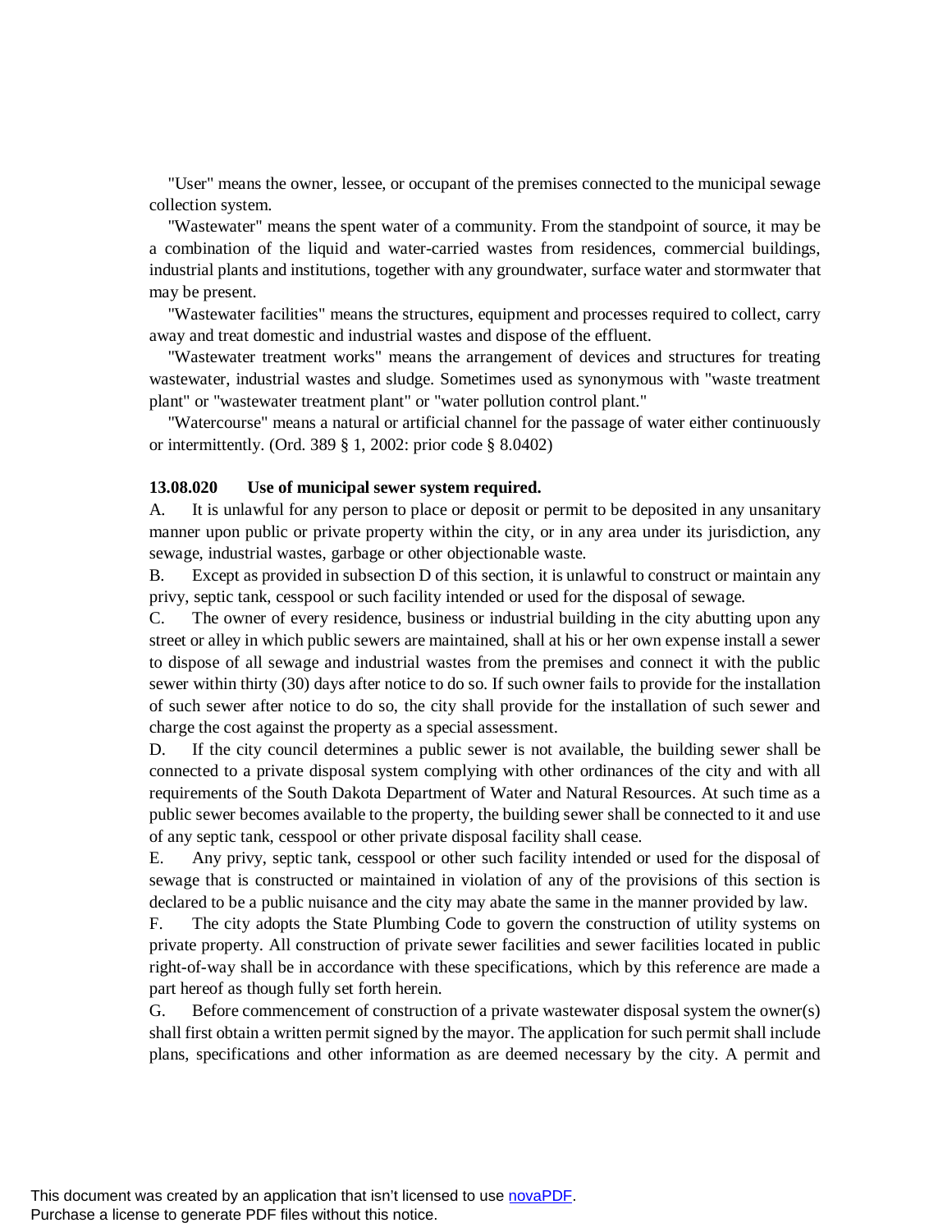"User" means the owner, lessee, or occupant of the premises connected to the municipal sewage collection system.

"Wastewater" means the spent water of a community. From the standpoint of source, it may be a combination of the liquid and water-carried wastes from residences, commercial buildings, industrial plants and institutions, together with any groundwater, surface water and stormwater that may be present.

"Wastewater facilities" means the structures, equipment and processes required to collect, carry away and treat domestic and industrial wastes and dispose of the effluent.

"Wastewater treatment works" means the arrangement of devices and structures for treating wastewater, industrial wastes and sludge. Sometimes used as synonymous with "waste treatment plant" or "wastewater treatment plant" or "water pollution control plant."

"Watercourse" means a natural or artificial channel for the passage of water either continuously or intermittently. (Ord. 389 § 1, 2002: prior code § 8.0402)

**13.08.020 Use of municipal sewer system required.**

A. It is unlawful for any person to place or deposit or permit to be deposited in any unsanitary manner upon public or private property within the city, or in any area under its jurisdiction, any sewage, industrial wastes, garbage or other objectionable waste.

B. Except as provided in subsection D of this section, it is unlawful to construct or maintain any privy, septic tank, cesspool or such facility intended or used for the disposal of sewage.

C. The owner of every residence, business or industrial building in the city abutting upon any street or alley in which public sewers are maintained, shall at his or her own expense install a sewer to dispose of all sewage and industrial wastes from the premises and connect it with the public sewer within thirty (30) days after notice to do so. If such owner fails to provide for the installation of such sewer after notice to do so, the city shall provide for the installation of such sewer and charge the cost against the property as a special assessment.

D. If the city council determines a public sewer is not available, the building sewer shall be connected to a private disposal system complying with other ordinances of the city and with all requirements of the South Dakota Department of Water and Natural Resources. At such time as a public sewer becomes available to the property, the building sewer shall be connected to it and use of any septic tank, cesspool or other private disposal facility shall cease.

E. Any privy, septic tank, cesspool or other such facility intended or used for the disposal of sewage that is constructed or maintained in violation of any of the provisions of this section is declared to be a public nuisance and the city may abate the same in the manner provided by law.

F. The city adopts the State Plumbing Code to govern the construction of utility systems on private property. All construction of private sewer facilities and sewer facilities located in public right-of-way shall be in accordance with these specifications, which by this reference are made a part hereof as though fully set forth herein.

G. Before commencement of construction of a private wastewater disposal system the owner(s) shall first obtain a written permit signed by the mayor. The application for such permit shall include plans, specifications and other information as are deemed necessary by the city. A permit and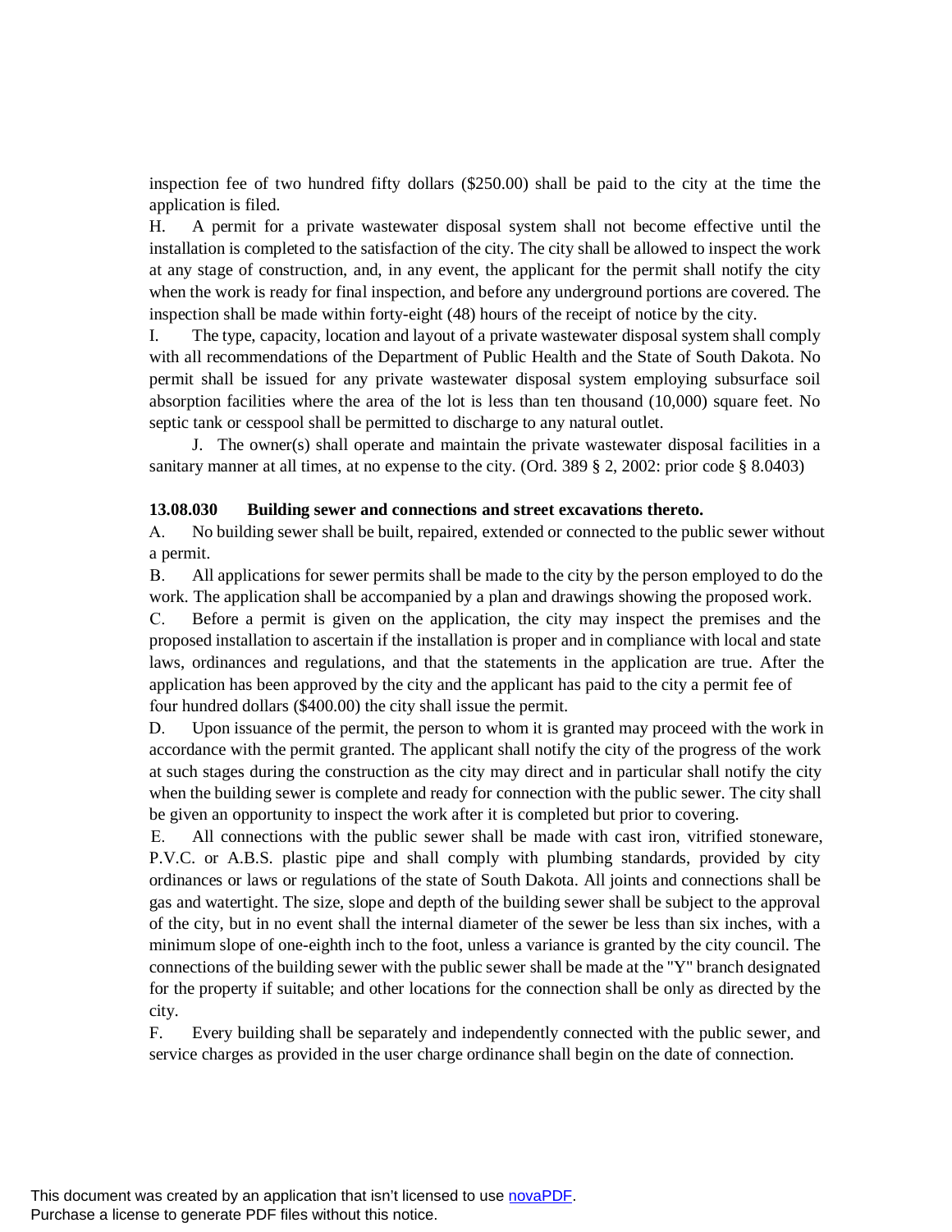inspection fee of two hundred fifty dollars ($250.00) shall be paid to the city at the time the application is filed.

H. A permit for a private wastewater disposal system shall not become effective until the installation is completed to the satisfaction of the city. The city shall be allowed to inspect the work at any stage of construction, and, in any event, the applicant for the permit shall notify the city when the work is ready for final inspection, and before any underground portions are covered. The inspection shall be made within forty-eight (48) hours of the receipt of notice by the city.

I. The type, capacity, location and layout of a private wastewater disposal system shall comply with all recommendations of the Department of Public Health and the State of South Dakota. No permit shall be issued for any private wastewater disposal system employing subsurface soil absorption facilities where the area of the lot is less than ten thousand (10,000) square feet. No septic tank or cesspool shall be permitted to discharge to any natural outlet.

J. The owner(s) shall operate and maintain the private wastewater disposal facilities in a sanitary manner at all times, at no expense to the city. (Ord. 389 § 2, 2002: prior code § 8.0403)

**13.08.030 Building sewer and connections and street excavations thereto.**

A. No building sewer shall be built, repaired, extended or connected to the public sewer without a permit.

B. All applications for sewer permits shall be made to the city by the person employed to do the work. The application shall be accompanied by a plan and drawings showing the proposed work.

C. Before a permit is given on the application, the city may inspect the premises and the proposed installation to ascertain if the installation is proper and in compliance with local and state laws, ordinances and regulations, and that the statements in the application are true. After the application has been approved by the city and the applicant has paid to the city a permit fee of four hundred dollars ($400.00) the city shall issue the permit.

D. Upon issuance of the permit, the person to whom it is granted may proceed with the work in accordance with the permit granted. The applicant shall notify the city of the progress of the work at such stages during the construction as the city may direct and in particular shall notify the city when the building sewer is complete and ready for connection with the public sewer. The city shall be given an opportunity to inspect the work after it is completed but prior to covering.

E. All connections with the public sewer shall be made with cast iron, vitrified stoneware, P.V.C. or A.B.S. plastic pipe and shall comply with plumbing standards, provided by city ordinances or laws or regulations of the state of South Dakota. All joints and connections shall be gas and watertight. The size, slope and depth of the building sewer shall be subject to the approval of the city, but in no event shall the internal diameter of the sewer be less than six inches, with a minimum slope of one-eighth inch to the foot, unless a variance is granted by the city council. The connections of the building sewer with the public sewer shall be made at the "Y" branch designated for the property if suitable; and other locations for the connection shall be only as directed by the city.

F. Every building shall be separately and independently connected with the public sewer, and service charges as provided in the user charge ordinance shall begin on the date of connection.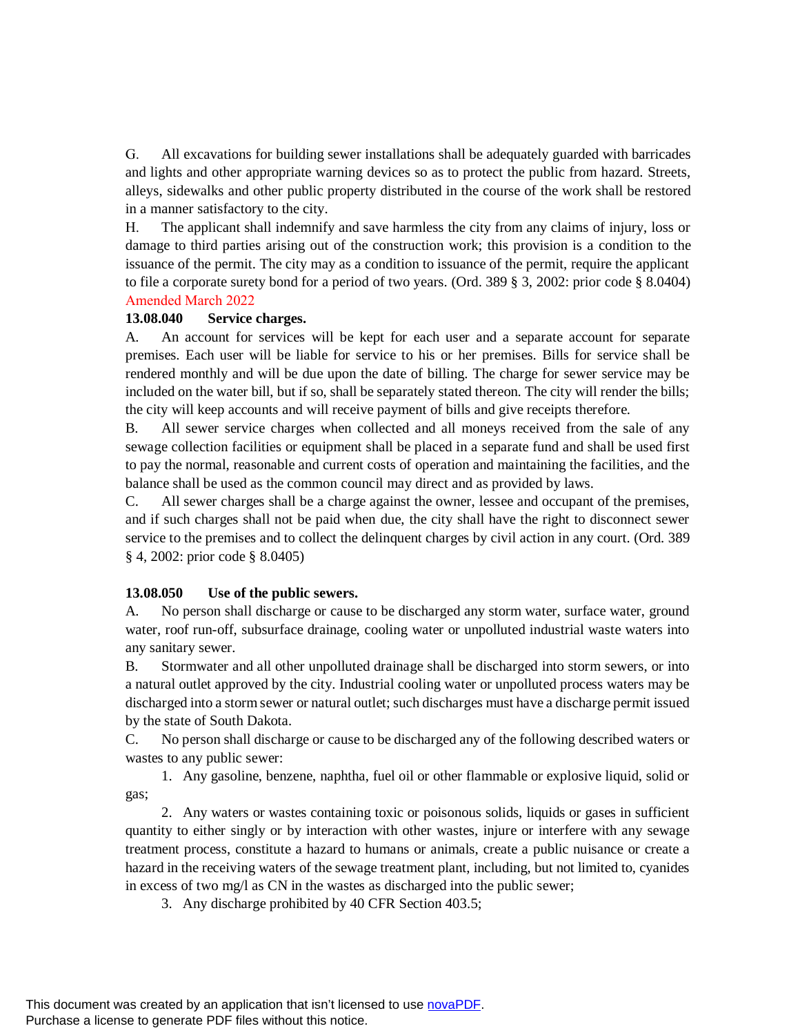G. All excavations for building sewer installations shall be adequately guarded with barricades and lights and other appropriate warning devices so as to protect the public from hazard. Streets, alleys, sidewalks and other public property distributed in the course of the work shall be restored in a manner satisfactory to the city.

H. The applicant shall indemnify and save harmless the city from any claims of injury, loss or damage to third parties arising out of the construction work; this provision is a condition to the issuance of the permit. The city may as a condition to issuance of the permit, require the applicant to file a corporate surety bond for a period of two years. (Ord. 389 § 3, 2002: prior code § 8.0404)

Amended March 2022

**13.08.040 Service charges.**

A. An account for services will be kept for each user and a separate account for separate premises. Each user will be liable for service to his or her premises. Bills for service shall be rendered monthly and will be due upon the date of billing. The charge for sewer service may be included on the water bill, but if so, shall be separately stated thereon. The city will render the bills; the city will keep accounts and will receive payment of bills and give receipts therefore.

B. All sewer service charges when collected and all moneys received from the sale of any sewage collection facilities or equipment shall be placed in a separate fund and shall be used first to pay the normal, reasonable and current costs of operation and maintaining the facilities, and the balance shall be used as the common council may direct and as provided by laws.

C. All sewer charges shall be a charge against the owner, lessee and occupant of the premises, and if such charges shall not be paid when due, the city shall have the right to disconnect sewer service to the premises and to collect the delinquent charges by civil action in any court. (Ord. 389 § 4, 2002: prior code § 8.0405)

**13.08.050 Use of the public sewers.**

A. No person shall discharge or cause to be discharged any storm water, surface water, ground water, roof run-off, subsurface drainage, cooling water or unpolluted industrial waste waters into any sanitary sewer.

B. Stormwater and all other unpolluted drainage shall be discharged into storm sewers, or into a natural outlet approved by the city. Industrial cooling water or unpolluted process waters may be discharged into a storm sewer or natural outlet; such discharges must have a discharge permit issued by the state of South Dakota.

C. No person shall discharge or cause to be discharged any of the following described waters or wastes to any public sewer:

1. Any gasoline, benzene, naphtha, fuel oil or other flammable or explosive liquid, solid or gas;

2. Any waters or wastes containing toxic or poisonous solids, liquids or gases in sufficient quantity to either singly or by interaction with other wastes, injure or interfere with any sewage treatment process, constitute a hazard to humans or animals, create a public nuisance or create a hazard in the receiving waters of the sewage treatment plant, including, but not limited to, cyanides in excess of two mg/l as CN in the wastes as discharged into the public sewer;

3. Any discharge prohibited by 40 CFR Section 403.5;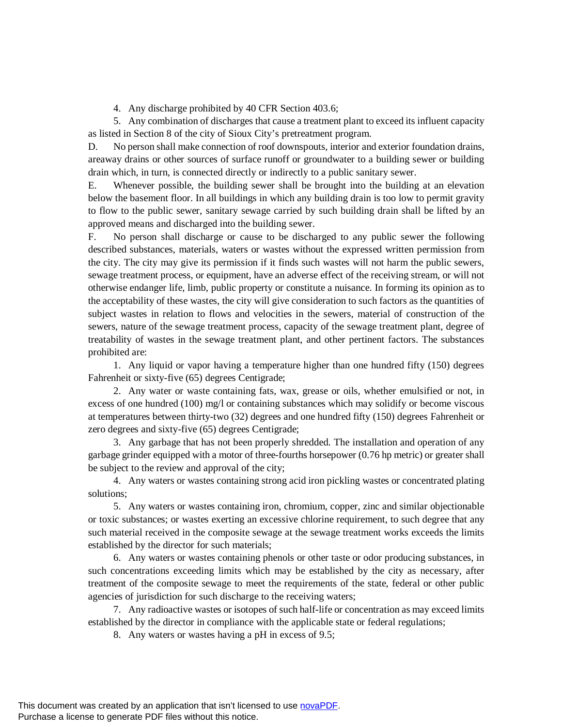4. Any discharge prohibited by 40 CFR Section 403.6;

5. Any combination of discharges that cause a treatment plant to exceed its influent capacity as listed in Section 8 of the city of Sioux City's pretreatment program.

D. No person shall make connection of roof downspouts, interior and exterior foundation drains, areaway drains or other sources of surface runoff or groundwater to a building sewer or building drain which, in turn, is connected directly or indirectly to a public sanitary sewer.

E. Whenever possible, the building sewer shall be brought into the building at an elevation below the basement floor. In all buildings in which any building drain is too low to permit gravity to flow to the public sewer, sanitary sewage carried by such building drain shall be lifted by an approved means and discharged into the building sewer.

F. No person shall discharge or cause to be discharged to any public sewer the following described substances, materials, waters or wastes without the expressed written permission from the city. The city may give its permission if it finds such wastes will not harm the public sewers, sewage treatment process, or equipment, have an adverse effect of the receiving stream, or will not otherwise endanger life, limb, public property or constitute a nuisance. In forming its opinion as to the acceptability of these wastes, the city will give consideration to such factors as the quantities of subject wastes in relation to flows and velocities in the sewers, material of construction of the sewers, nature of the sewage treatment process, capacity of the sewage treatment plant, degree of treatability of wastes in the sewage treatment plant, and other pertinent factors. The substances prohibited are:

1. Any liquid or vapor having a temperature higher than one hundred fifty (150) degrees Fahrenheit or sixty-five (65) degrees Centigrade;

2. Any water or waste containing fats, wax, grease or oils, whether emulsified or not, in excess of one hundred (100) mg/l or containing substances which may solidify or become viscous at temperatures between thirty-two (32) degrees and one hundred fifty (150) degrees Fahrenheit or zero degrees and sixty-five (65) degrees Centigrade;

3. Any garbage that has not been properly shredded. The installation and operation of any garbage grinder equipped with a motor of three-fourths horsepower (0.76 hp metric) or greater shall be subject to the review and approval of the city;

4. Any waters or wastes containing strong acid iron pickling wastes or concentrated plating solutions;

5. Any waters or wastes containing iron, chromium, copper, zinc and similar objectionable or toxic substances; or wastes exerting an excessive chlorine requirement, to such degree that any such material received in the composite sewage at the sewage treatment works exceeds the limits established by the director for such materials;

6. Any waters or wastes containing phenols or other taste or odor producing substances, in such concentrations exceeding limits which may be established by the city as necessary, after treatment of the composite sewage to meet the requirements of the state, federal or other public agencies of jurisdiction for such discharge to the receiving waters;

7. Any radioactive wastes or isotopes of such half-life or concentration as may exceed limits established by the director in compliance with the applicable state or federal regulations;

8. Any waters or wastes having a pH in excess of 9.5;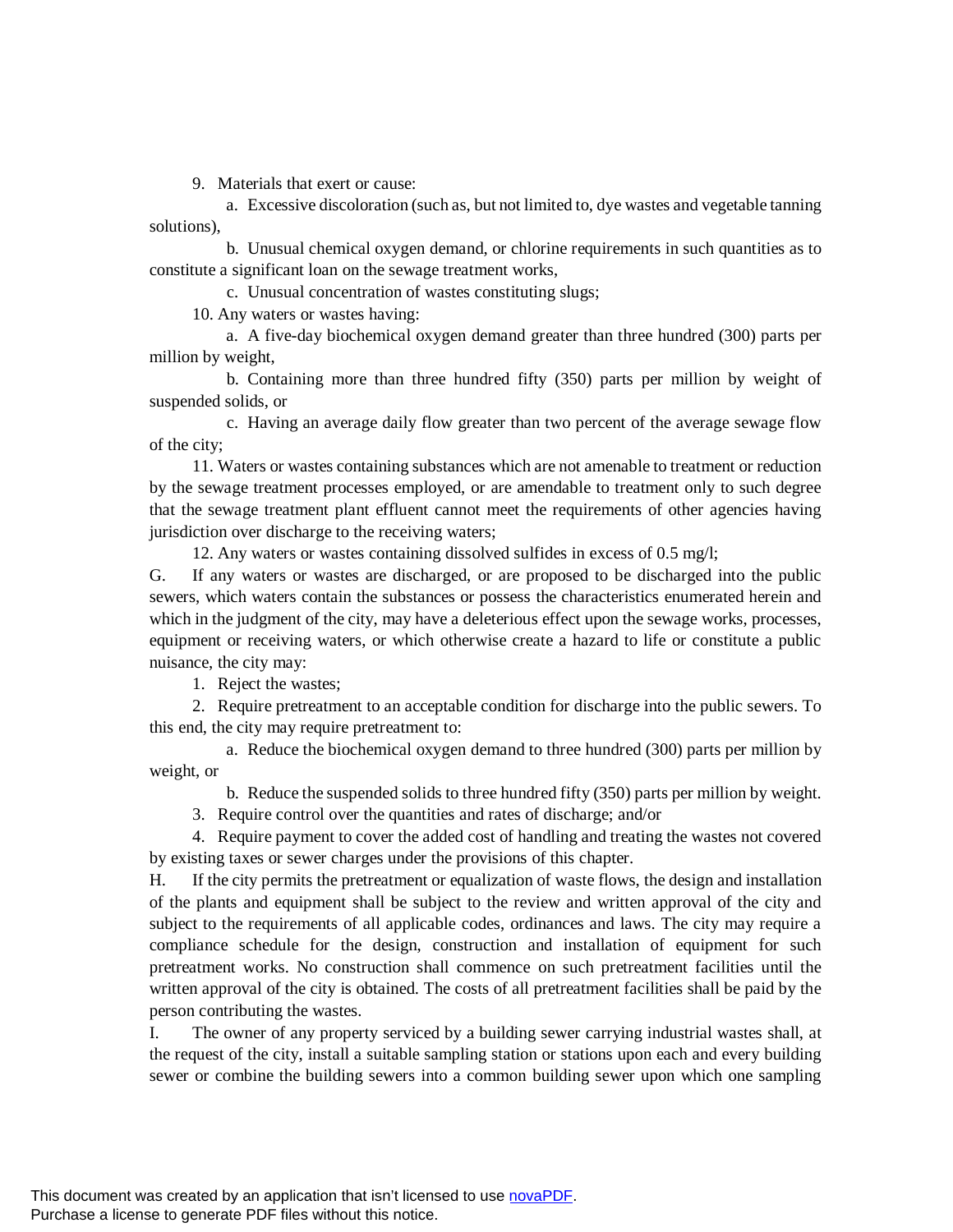9. Materials that exert or cause:

   a. Excessive discoloration (such as, but not limited to, dye wastes and vegetable tanning solutions),

   b. Unusual chemical oxygen demand, or chlorine requirements in such quantities as to constitute a significant loan on the sewage treatment works,

   c. Unusual concentration of wastes constituting slugs;

10. Any waters or wastes having:

   a. A five-day biochemical oxygen demand greater than three hundred (300) parts per million by weight,

   b. Containing more than three hundred fifty (350) parts per million by weight of suspended solids, or

   c. Having an average daily flow greater than two percent of the average sewage flow of the city;

11. Waters or wastes containing substances which are not amenable to treatment or reduction by the sewage treatment processes employed, or are amendable to treatment only to such degree that the sewage treatment plant effluent cannot meet the requirements of other agencies having jurisdiction over discharge to the receiving waters;

12. Any waters or wastes containing dissolved sulfides in excess of 0.5 mg/l;

G. If any waters or wastes are discharged, or are proposed to be discharged into the public sewers, which waters contain the substances or possess the characteristics enumerated herein and which in the judgment of the city, may have a deleterious effect upon the sewage works, processes, equipment or receiving waters, or which otherwise create a hazard to life or constitute a public nuisance, the city may:

1. Reject the wastes;

2. Require pretreatment to an acceptable condition for discharge into the public sewers. To this end, the city may require pretreatment to:

   a. Reduce the biochemical oxygen demand to three hundred (300) parts per million by weight, or

   b. Reduce the suspended solids to three hundred fifty (350) parts per million by weight.

3. Require control over the quantities and rates of discharge; and/or

4. Require payment to cover the added cost of handling and treating the wastes not covered by existing taxes or sewer charges under the provisions of this chapter.

H. If the city permits the pretreatment or equalization of waste flows, the design and installation of the plants and equipment shall be subject to the review and written approval of the city and subject to the requirements of all applicable codes, ordinances and laws. The city may require a compliance schedule for the design, construction and installation of equipment for such pretreatment works. No construction shall commence on such pretreatment facilities until the written approval of the city is obtained. The costs of all pretreatment facilities shall be paid by the person contributing the wastes.

I. The owner of any property serviced by a building sewer carrying industrial wastes shall, at the request of the city, install a suitable sampling station or stations upon each and every building sewer or combine the building sewers into a common building sewer upon which one sampling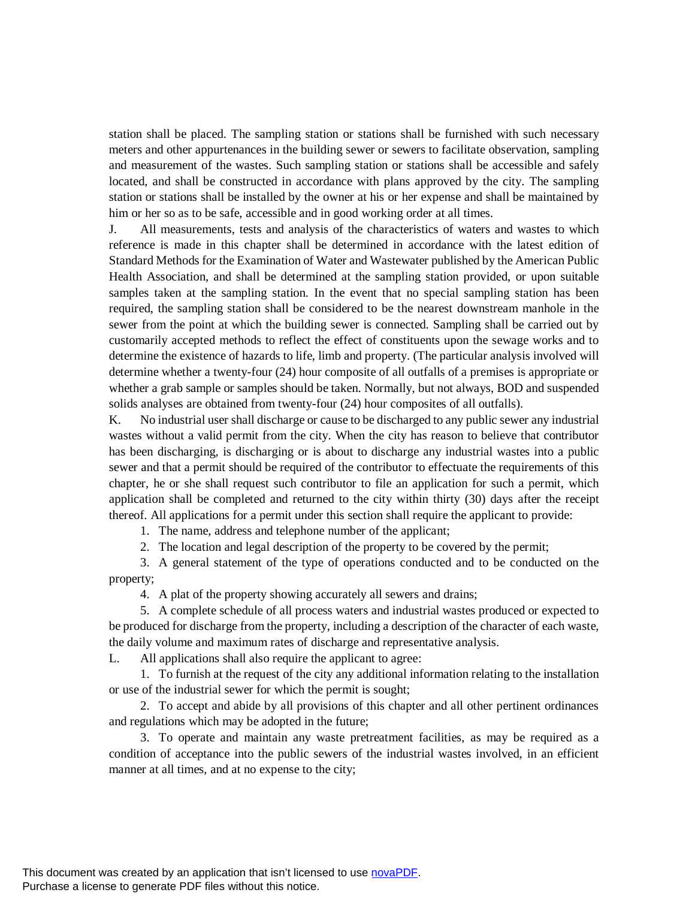station shall be placed. The sampling station or stations shall be furnished with such necessary meters and other appurtenances in the building sewer or sewers to facilitate observation, sampling and measurement of the wastes. Such sampling station or stations shall be accessible and safely located, and shall be constructed in accordance with plans approved by the city. The sampling station or stations shall be installed by the owner at his or her expense and shall be maintained by him or her so as to be safe, accessible and in good working order at all times.

J. All measurements, tests and analysis of the characteristics of waters and wastes to which reference is made in this chapter shall be determined in accordance with the latest edition of Standard Methods for the Examination of Water and Wastewater published by the American Public Health Association, and shall be determined at the sampling station provided, or upon suitable samples taken at the sampling station. In the event that no special sampling station has been required, the sampling station shall be considered to be the nearest downstream manhole in the sewer from the point at which the building sewer is connected. Sampling shall be carried out by customarily accepted methods to reflect the effect of constituents upon the sewage works and to determine the existence of hazards to life, limb and property. (The particular analysis involved will determine whether a twenty-four (24) hour composite of all outfalls of a premises is appropriate or whether a grab sample or samples should be taken. Normally, but not always, BOD and suspended solids analyses are obtained from twenty-four (24) hour composites of all outfalls).

K. No industrial user shall discharge or cause to be discharged to any public sewer any industrial wastes without a valid permit from the city. When the city has reason to believe that contributor has been discharging, is discharging or is about to discharge any industrial wastes into a public sewer and that a permit should be required of the contributor to effectuate the requirements of this chapter, he or she shall request such contributor to file an application for such a permit, which application shall be completed and returned to the city within thirty (30) days after the receipt thereof. All applications for a permit under this section shall require the applicant to provide:

1. The name, address and telephone number of the applicant;
2. The location and legal description of the property to be covered by the permit;
3. A general statement of the type of operations conducted and to be conducted on the property;
4. A plat of the property showing accurately all sewers and drains;
5. A complete schedule of all process waters and industrial wastes produced or expected to be produced for discharge from the property, including a description of the character of each waste, the daily volume and maximum rates of discharge and representative analysis.

L. All applications shall also require the applicant to agree:

1. To furnish at the request of the city any additional information relating to the installation or use of the industrial sewer for which the permit is sought;
2. To accept and abide by all provisions of this chapter and all other pertinent ordinances and regulations which may be adopted in the future;
3. To operate and maintain any waste pretreatment facilities, as may be required as a condition of acceptance into the public sewers of the industrial wastes involved, in an efficient manner at all times, and at no expense to the city;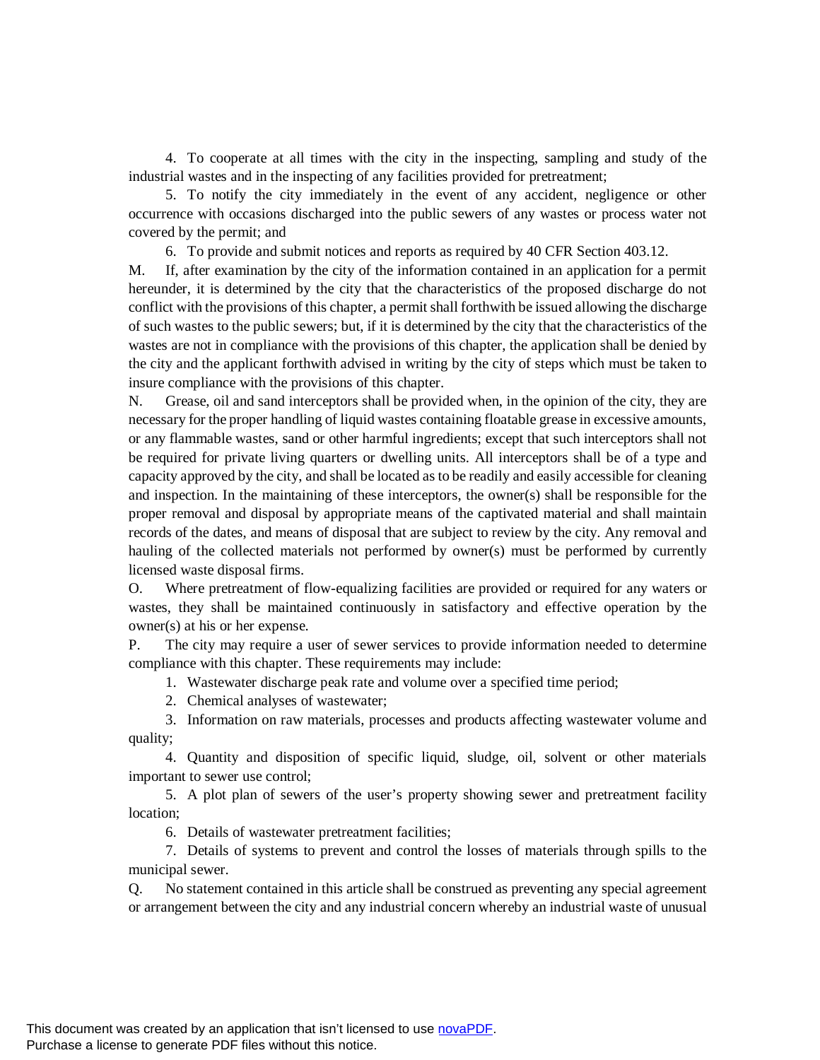4. To cooperate at all times with the city in the inspecting, sampling and study of the industrial wastes and in the inspecting of any facilities provided for pretreatment;

5. To notify the city immediately in the event of any accident, negligence or other occurrence with occasions discharged into the public sewers of any wastes or process water not covered by the permit; and

6. To provide and submit notices and reports as required by 40 CFR Section 403.12.

M. If, after examination by the city of the information contained in an application for a permit hereunder, it is determined by the city that the characteristics of the proposed discharge do not conflict with the provisions of this chapter, a permit shall forthwith be issued allowing the discharge of such wastes to the public sewers; but, if it is determined by the city that the characteristics of the wastes are not in compliance with the provisions of this chapter, the application shall be denied by the city and the applicant forthwith advised in writing by the city of steps which must be taken to insure compliance with the provisions of this chapter.

N. Grease, oil and sand interceptors shall be provided when, in the opinion of the city, they are necessary for the proper handling of liquid wastes containing floatable grease in excessive amounts, or any flammable wastes, sand or other harmful ingredients; except that such interceptors shall not be required for private living quarters or dwelling units. All interceptors shall be of a type and capacity approved by the city, and shall be located as to be readily and easily accessible for cleaning and inspection. In the maintaining of these interceptors, the owner(s) shall be responsible for the proper removal and disposal by appropriate means of the captivated material and shall maintain records of the dates, and means of disposal that are subject to review by the city. Any removal and hauling of the collected materials not performed by owner(s) must be performed by currently licensed waste disposal firms.

O. Where pretreatment of flow-equalizing facilities are provided or required for any waters or wastes, they shall be maintained continuously in satisfactory and effective operation by the owner(s) at his or her expense.

P. The city may require a user of sewer services to provide information needed to determine compliance with this chapter. These requirements may include:

1. Wastewater discharge peak rate and volume over a specified time period;

2. Chemical analyses of wastewater;

3. Information on raw materials, processes and products affecting wastewater volume and quality;

4. Quantity and disposition of specific liquid, sludge, oil, solvent or other materials important to sewer use control;

5. A plot plan of sewers of the user's property showing sewer and pretreatment facility location;

6. Details of wastewater pretreatment facilities;

7. Details of systems to prevent and control the losses of materials through spills to the municipal sewer.

Q. No statement contained in this article shall be construed as preventing any special agreement or arrangement between the city and any industrial concern whereby an industrial waste of unusual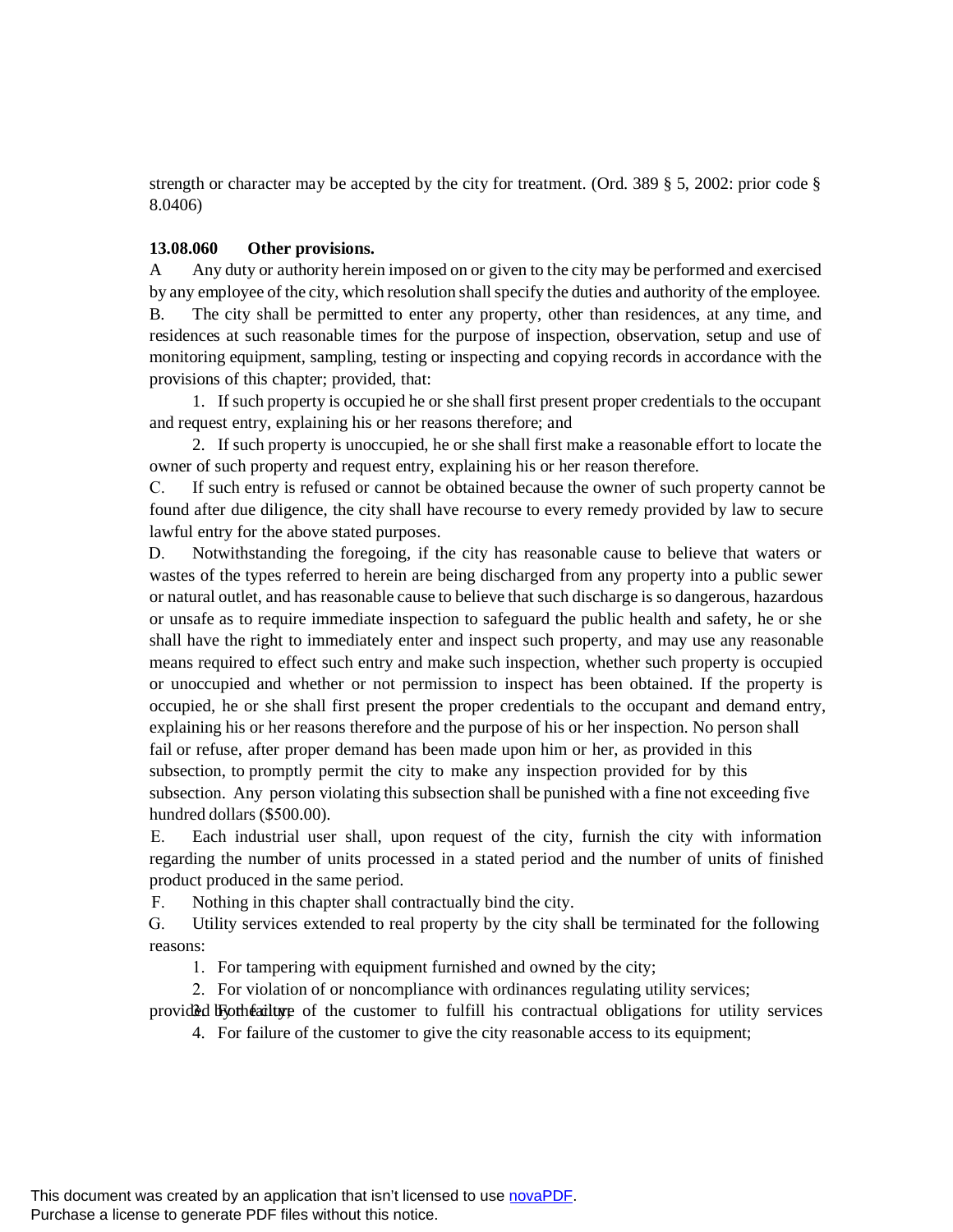strength or character may be accepted by the city for treatment. (Ord. 389 § 5, 2002: prior code § 8.0406)

**13.08.060 Other provisions.**

A Any duty or authority herein imposed on or given to the city may be performed and exercised by any employee of the city, which resolution shall specify the duties and authority of the employee.

B. The city shall be permitted to enter any property, other than residences, at any time, and residences at such reasonable times for the purpose of inspection, observation, setup and use of monitoring equipment, sampling, testing or inspecting and copying records in accordance with the provisions of this chapter; provided, that:

1. If such property is occupied he or she shall first present proper credentials to the occupant and request entry, explaining his or her reasons therefore; and

2. If such property is unoccupied, he or she shall first make a reasonable effort to locate the owner of such property and request entry, explaining his or her reason therefore.

C. If such entry is refused or cannot be obtained because the owner of such property cannot be found after due diligence, the city shall have recourse to every remedy provided by law to secure lawful entry for the above stated purposes.

D. Notwithstanding the foregoing, if the city has reasonable cause to believe that waters or wastes of the types referred to herein are being discharged from any property into a public sewer or natural outlet, and has reasonable cause to believe that such discharge is so dangerous, hazardous or unsafe as to require immediate inspection to safeguard the public health and safety, he or she shall have the right to immediately enter and inspect such property, and may use any reasonable means required to effect such entry and make such inspection, whether such property is occupied or unoccupied and whether or not permission to inspect has been obtained. If the property is occupied, he or she shall first present the proper credentials to the occupant and demand entry, explaining his or her reasons therefore and the purpose of his or her inspection. No person shall fail or refuse, after proper demand has been made upon him or her, as provided in this subsection, to promptly permit the city to make any inspection provided for by this subsection. Any person violating this subsection shall be punished with a fine not exceeding five hundred dollars ($500.00).

E. Each industrial user shall, upon request of the city, furnish the city with information regarding the number of units processed in a stated period and the number of units of finished product produced in the same period.

F. Nothing in this chapter shall contractually bind the city.

G. Utility services extended to real property by the city shall be terminated for the following reasons:

1. For tampering with equipment furnished and owned by the city;
2. For violation of or noncompliance with ordinances regulating utility services;
3. For failure of the customer to fulfill his contractual obligations for utility services provided by the city;
4. For failure of the customer to give the city reasonable access to its equipment;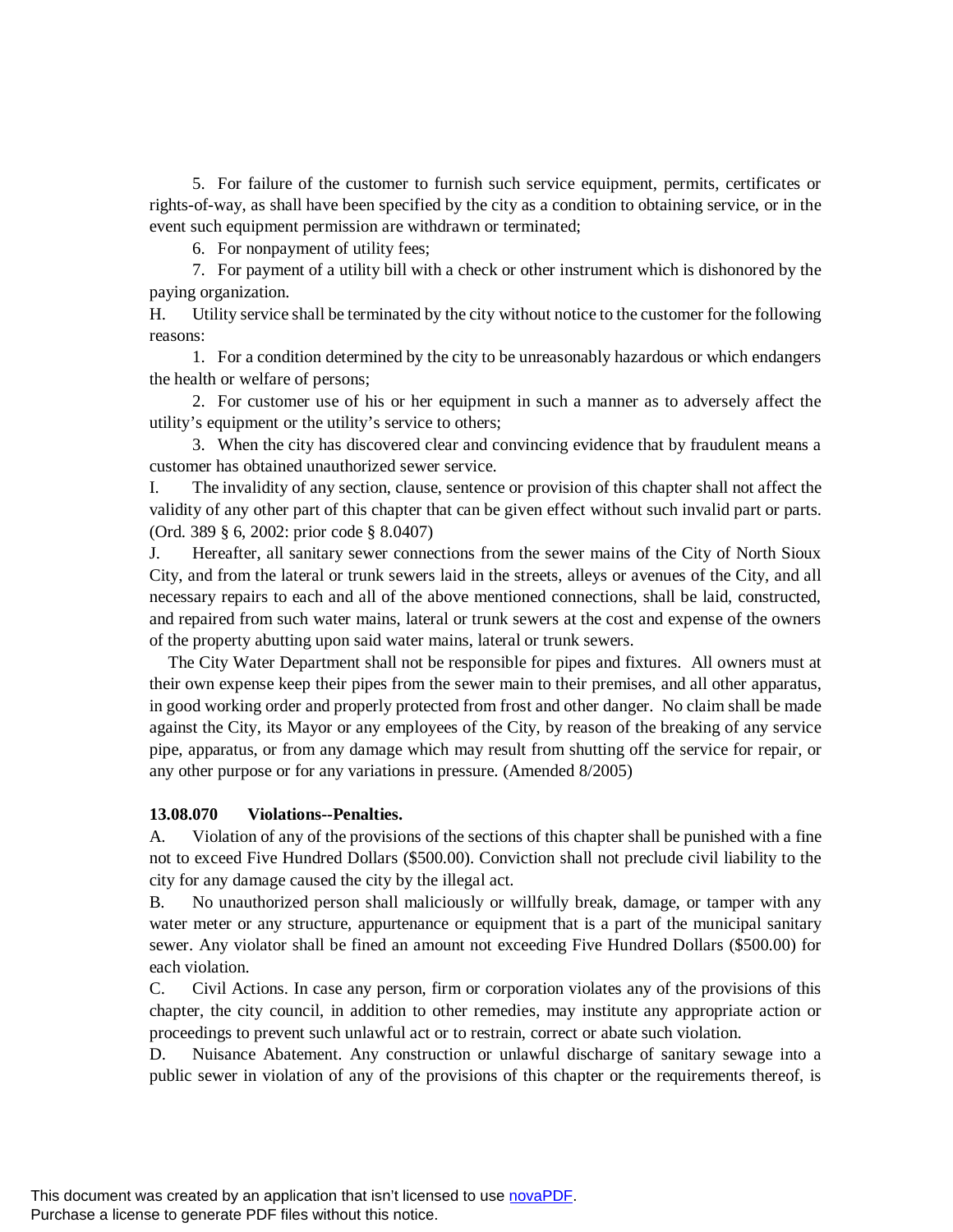5. For failure of the customer to furnish such service equipment, permits, certificates or rights-of-way, as shall have been specified by the city as a condition to obtaining service, or in the event such equipment permission are withdrawn or terminated;

6. For nonpayment of utility fees;

7. For payment of a utility bill with a check or other instrument which is dishonored by the paying organization.

H. Utility service shall be terminated by the city without notice to the customer for the following reasons:

1. For a condition determined by the city to be unreasonably hazardous or which endangers the health or welfare of persons;

2. For customer use of his or her equipment in such a manner as to adversely affect the utility's equipment or the utility's service to others;

3. When the city has discovered clear and convincing evidence that by fraudulent means a customer has obtained unauthorized sewer service.

I. The invalidity of any section, clause, sentence or provision of this chapter shall not affect the validity of any other part of this chapter that can be given effect without such invalid part or parts. (Ord. 389 § 6, 2002: prior code § 8.0407)

J. Hereafter, all sanitary sewer connections from the sewer mains of the City of North Sioux City, and from the lateral or trunk sewers laid in the streets, alleys or avenues of the City, and all necessary repairs to each and all of the above mentioned connections, shall be laid, constructed, and repaired from such water mains, lateral or trunk sewers at the cost and expense of the owners of the property abutting upon said water mains, lateral or trunk sewers.

The City Water Department shall not be responsible for pipes and fixtures. All owners must at their own expense keep their pipes from the sewer main to their premises, and all other apparatus, in good working order and properly protected from frost and other danger. No claim shall be made against the City, its Mayor or any employees of the City, by reason of the breaking of any service pipe, apparatus, or from any damage which may result from shutting off the service for repair, or any other purpose or for any variations in pressure. (Amended 8/2005)

**13.08.070 Violations--Penalties.**

A. Violation of any of the provisions of the sections of this chapter shall be punished with a fine not to exceed Five Hundred Dollars ($500.00). Conviction shall not preclude civil liability to the city for any damage caused the city by the illegal act.

B. No unauthorized person shall maliciously or willfully break, damage, or tamper with any water meter or any structure, appurtenance or equipment that is a part of the municipal sanitary sewer. Any violator shall be fined an amount not exceeding Five Hundred Dollars ($500.00) for each violation.

C. Civil Actions. In case any person, firm or corporation violates any of the provisions of this chapter, the city council, in addition to other remedies, may institute any appropriate action or proceedings to prevent such unlawful act or to restrain, correct or abate such violation.

D. Nuisance Abatement. Any construction or unlawful discharge of sanitary sewage into a public sewer in violation of any of the provisions of this chapter or the requirements thereof, is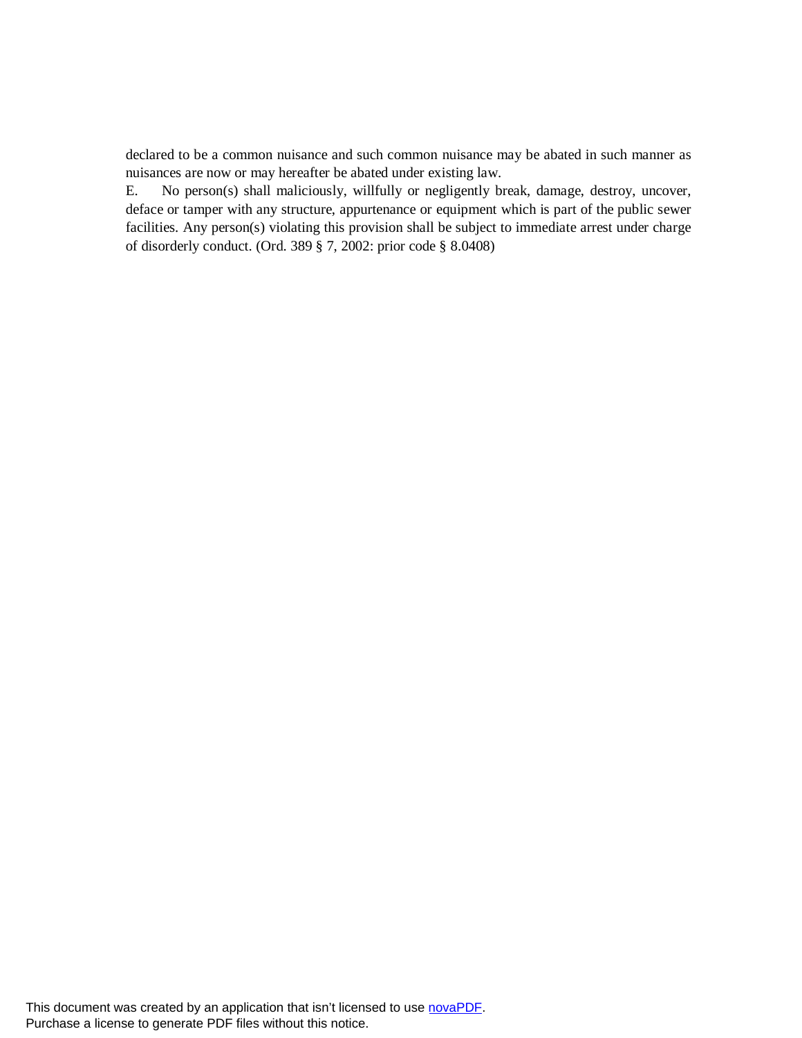declared to be a common nuisance and such common nuisance may be abated in such manner as nuisances are now or may hereafter be abated under existing law.

E. No person(s) shall maliciously, willfully or negligently break, damage, destroy, uncover, deface or tamper with any structure, appurtenance or equipment which is part of the public sewer facilities. Any person(s) violating this provision shall be subject to immediate arrest under charge of disorderly conduct. (Ord. 389 § 7, 2002: prior code § 8.0408)